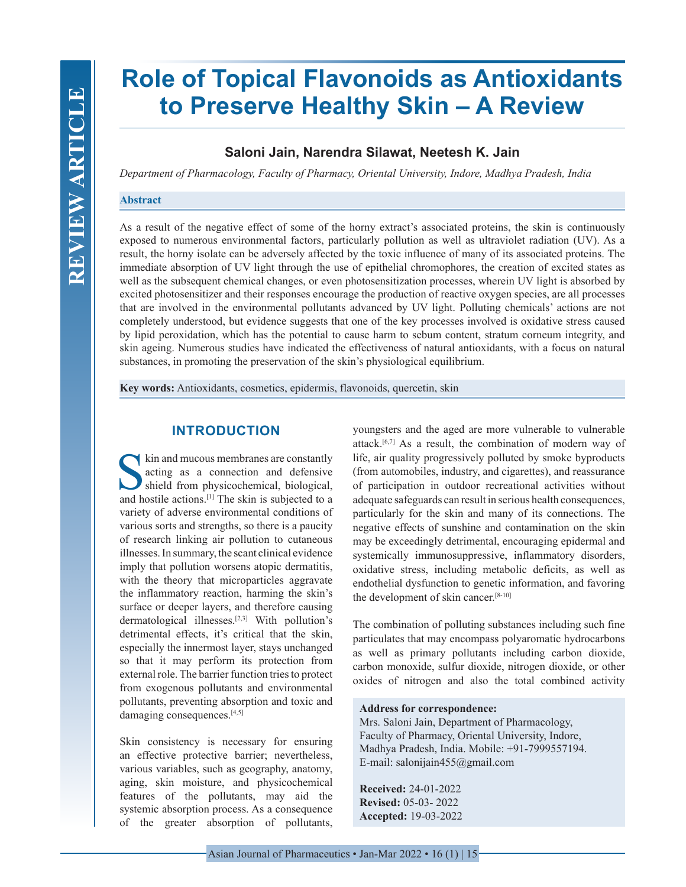# Role of Topical Flavonoids as Antioxidants to Preserve Healthy Skin – A Review

**Saloni Jain, Narendra Silawat, Neetesh K. Jain**

*Department of Pharmacology, Faculty of Pharmacy, Oriental University, Indore, Madhya Pradesh, India*

## Abstract

As a result of the negative effect of some of the horny extract's associated proteins, the skin is continuously exposed to numerous environmental factors, particularly pollution as well as ultraviolet radiation (UV). As a result, the horny isolate can be adversely affected by the toxic influence of many of its associated proteins. The immediate absorption of UV light through the use of epithelial chromophores, the creation of excited states as well as the subsequent chemical changes, or even photosensitization processes, wherein UV light is absorbed by excited photosensitizer and their responses encourage the production of reactive oxygen species, are all processes that are involved in the environmental pollutants advanced by UV light. Polluting chemicals' actions are not completely understood, but evidence suggests that one of the key processes involved is oxidative stress caused by lipid peroxidation, which has the potential to cause harm to sebum content, stratum corneum integrity, and skin ageing. Numerous studies have indicated the effectiveness of natural antioxidants, with a focus on natural substances, in promoting the preservation of the skin's physiological equilibrium.

**Key words:** Antioxidants, cosmetics, epidermis, flavonoids, quercetin, skin

## INTRODUCTION

Skin and mucous membranes are constantly acting as a connection and defensive shield from physicochemical, biological, and hostile actions.[1] The skin is subjected to a variety of adverse environmental conditions of various sorts and strengths, so there is a paucity of research linking air pollution to cutaneous illnesses. In summary, the scant clinical evidence imply that pollution worsens atopic dermatitis, with the theory that microparticles aggravate the inflammatory reaction, harming the skin's surface or deeper layers, and therefore causing dermatological illnesses.[2,3] With pollution's detrimental effects, it's critical that the skin, especially the innermost layer, stays unchanged so that it may perform its protection from external role. The barrier function tries to protect from exogenous pollutants and environmental pollutants, preventing absorption and toxic and damaging consequences.[4,5]

Skin consistency is necessary for ensuring an effective protective barrier; nevertheless, various variables, such as geography, anatomy, aging, skin moisture, and physicochemical features of the pollutants, may aid the systemic absorption process. As a consequence of the greater absorption of pollutants, youngsters and the aged are more vulnerable to vulnerable attack.[6,7] As a result, the combination of modern way of life, air quality progressively polluted by smoke byproducts (from automobiles, industry, and cigarettes), and reassurance of participation in outdoor recreational activities without adequate safeguards can result in serious health consequences, particularly for the skin and many of its connections. The negative effects of sunshine and contamination on the skin may be exceedingly detrimental, encouraging epidermal and systemically immunosuppressive, inflammatory disorders, oxidative stress, including metabolic deficits, as well as endothelial dysfunction to genetic information, and favoring the development of skin cancer.[8-10]

The combination of polluting substances including such fine particulates that may encompass polyaromatic hydrocarbons as well as primary pollutants including carbon dioxide, carbon monoxide, sulfur dioxide, nitrogen dioxide, or other oxides of nitrogen and also the total combined activity

**Address for correspondence:**
Mrs. Saloni Jain, Department of Pharmacology, Faculty of Pharmacy, Oriental University, Indore, Madhya Pradesh, India. Mobile: +91-7999557194. E-mail: salonijain455@gmail.com

**Received:** 24-01-2022
**Revised:** 05-03- 2022
**Accepted:** 19-03-2022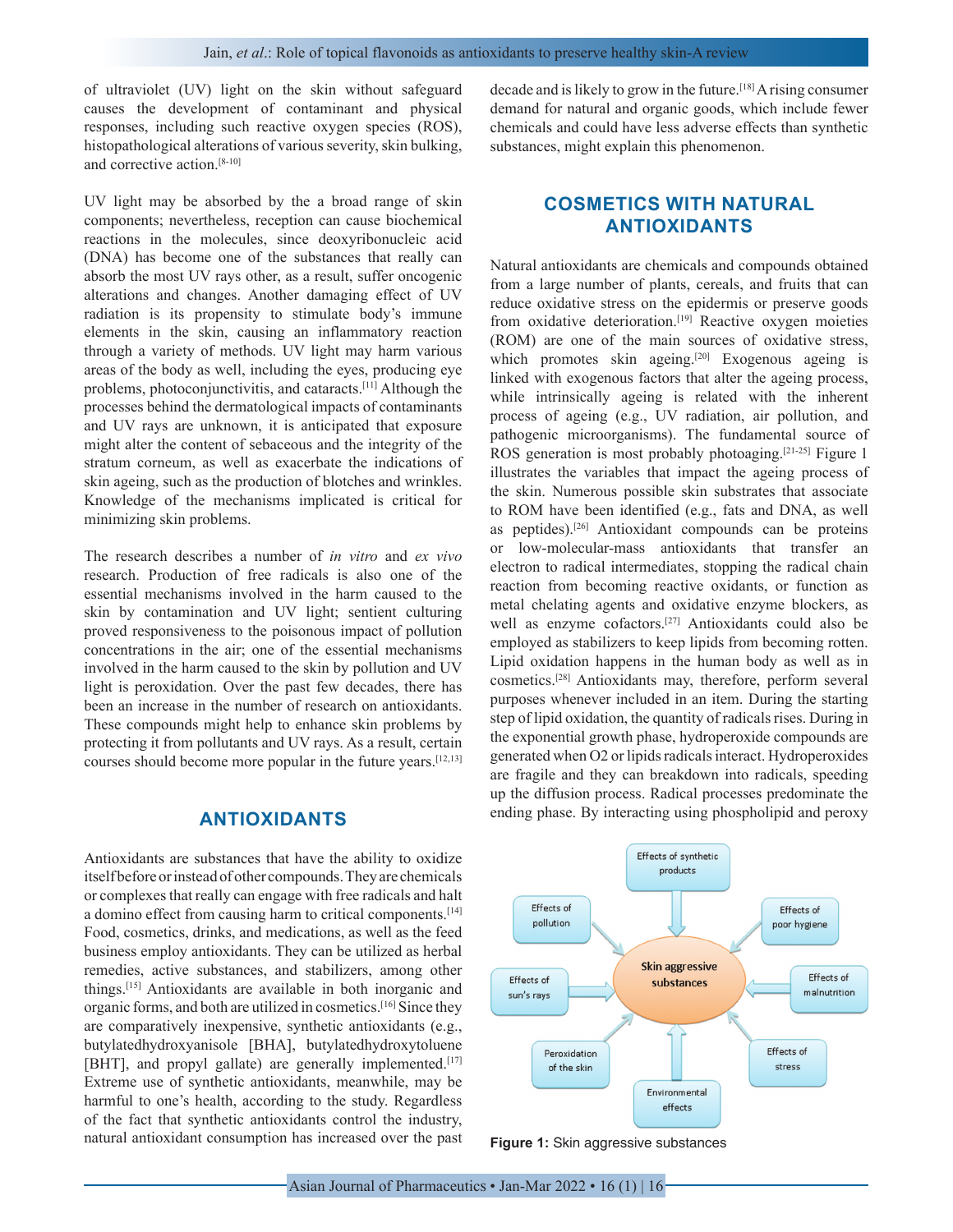of ultraviolet (UV) light on the skin without safeguard causes the development of contaminant and physical responses, including such reactive oxygen species (ROS), histopathological alterations of various severity, skin bulking, and corrective action.[8-10]

UV light may be absorbed by the a broad range of skin components; nevertheless, reception can cause biochemical reactions in the molecules, since deoxyribonucleic acid (DNA) has become one of the substances that really can absorb the most UV rays other, as a result, suffer oncogenic alterations and changes. Another damaging effect of UV radiation is its propensity to stimulate body's immune elements in the skin, causing an inflammatory reaction through a variety of methods. UV light may harm various areas of the body as well, including the eyes, producing eye problems, photoconjunctivitis, and cataracts.[11] Although the processes behind the dermatological impacts of contaminants and UV rays are unknown, it is anticipated that exposure might alter the content of sebaceous and the integrity of the stratum corneum, as well as exacerbate the indications of skin ageing, such as the production of blotches and wrinkles. Knowledge of the mechanisms implicated is critical for minimizing skin problems.

The research describes a number of *in vitro* and *ex vivo* research. Production of free radicals is also one of the essential mechanisms involved in the harm caused to the skin by contamination and UV light; sentient culturing proved responsiveness to the poisonous impact of pollution concentrations in the air; one of the essential mechanisms involved in the harm caused to the skin by pollution and UV light is peroxidation. Over the past few decades, there has been an increase in the number of research on antioxidants. These compounds might help to enhance skin problems by protecting it from pollutants and UV rays. As a result, certain courses should become more popular in the future years.[12,13]

## ANTIOXIDANTS

Antioxidants are substances that have the ability to oxidize itself before or instead of other compounds. They are chemicals or complexes that really can engage with free radicals and halt a domino effect from causing harm to critical components.[14] Food, cosmetics, drinks, and medications, as well as the feed business employ antioxidants. They can be utilized as herbal remedies, active substances, and stabilizers, among other things.[15] Antioxidants are available in both inorganic and organic forms, and both are utilized in cosmetics.[16] Since they are comparatively inexpensive, synthetic antioxidants (e.g., butylatedhydroxyanisole [BHA], butylatedhydroxytoluene [BHT], and propyl gallate) are generally implemented.[17] Extreme use of synthetic antioxidants, meanwhile, may be harmful to one's health, according to the study. Regardless of the fact that synthetic antioxidants control the industry, natural antioxidant consumption has increased over the past decade and is likely to grow in the future.[18] A rising consumer demand for natural and organic goods, which include fewer chemicals and could have less adverse effects than synthetic substances, might explain this phenomenon.

## COSMETICS WITH NATURAL ANTIOXIDANTS

Natural antioxidants are chemicals and compounds obtained from a large number of plants, cereals, and fruits that can reduce oxidative stress on the epidermis or preserve goods from oxidative deterioration.[19] Reactive oxygen moieties (ROM) are one of the main sources of oxidative stress, which promotes skin ageing.[20] Exogenous ageing is linked with exogenous factors that alter the ageing process, while intrinsically ageing is related with the inherent process of ageing (e.g., UV radiation, air pollution, and pathogenic microorganisms). The fundamental source of ROS generation is most probably photoaging.[21-25] Figure 1 illustrates the variables that impact the ageing process of the skin. Numerous possible skin substrates that associate to ROM have been identified (e.g., fats and DNA, as well as peptides).[26] Antioxidant compounds can be proteins or low-molecular-mass antioxidants that transfer an electron to radical intermediates, stopping the radical chain reaction from becoming reactive oxidants, or function as metal chelating agents and oxidative enzyme blockers, as well as enzyme cofactors.[27] Antioxidants could also be employed as stabilizers to keep lipids from becoming rotten. Lipid oxidation happens in the human body as well as in cosmetics.[28] Antioxidants may, therefore, perform several purposes whenever included in an item. During the starting step of lipid oxidation, the quantity of radicals rises. During in the exponential growth phase, hydroperoxide compounds are generated when O2 or lipids radicals interact. Hydroperoxides are fragile and they can breakdown into radicals, speeding up the diffusion process. Radical processes predominate the ending phase. By interacting using phospholipid and peroxy

**Figure 1:** Skin aggressive substances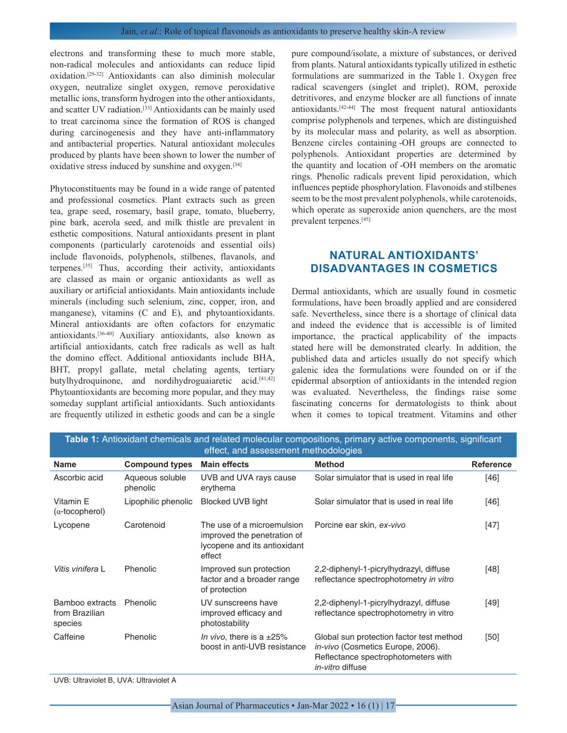electrons and transforming these to much more stable, non-radical molecules and antioxidants can reduce lipid oxidation.[29-32] Antioxidants can also diminish molecular oxygen, neutralize singlet oxygen, remove peroxidative metallic ions, transform hydrogen into the other antioxidants, and scatter UV radiation.[33] Antioxidants can be mainly used to treat carcinoma since the formation of ROS is changed during carcinogenesis and they have anti-inflammatory and antibacterial properties. Natural antioxidant molecules produced by plants have been shown to lower the number of oxidative stress induced by sunshine and oxygen.[34]

Phytoconstituents may be found in a wide range of patented and professional cosmetics. Plant extracts such as green tea, grape seed, rosemary, basil grape, tomato, blueberry, pine bark, acerola seed, and milk thistle are prevalent in esthetic compositions. Natural antioxidants present in plant components (particularly carotenoids and essential oils) include flavonoids, polyphenols, stilbenes, flavanols, and terpenes.[35] Thus, according their activity, antioxidants are classed as main or organic antioxidants as well as auxiliary or artificial antioxidants. Main antioxidants include minerals (including such selenium, zinc, copper, iron, and manganese), vitamins (C and E), and phytoantioxidants. Mineral antioxidants are often cofactors for enzymatic antioxidants.[36-40] Auxiliary antioxidants, also known as artificial antioxidants, catch free radicals as well as halt the domino effect. Additional antioxidants include BHA, BHT, propyl gallate, metal chelating agents, tertiary butylhydroquinone, and nordihydroguaiaretic acid.[41,42] Phytoantioxidants are becoming more popular, and they may someday supplant artificial antioxidants. Such antioxidants are frequently utilized in esthetic goods and can be a single pure compound/isolate, a mixture of substances, or derived from plants. Natural antioxidants typically utilized in esthetic formulations are summarized in the Table 1. Oxygen free radical scavengers (singlet and triplet), ROM, peroxide detritivores, and enzyme blocker are all functions of innate antioxidants.[42-44] The most frequent natural antioxidants comprise polyphenols and terpenes, which are distinguished by its molecular mass and polarity, as well as absorption. Benzene circles containing -OH groups are connected to polyphenols. Antioxidant properties are determined by the quantity and location of -OH members on the aromatic rings. Phenolic radicals prevent lipid peroxidation, which influences peptide phosphorylation. Flavonoids and stilbenes seem to be the most prevalent polyphenols, while carotenoids, which operate as superoxide anion quenchers, are the most prevalent terpenes.[45]

## NATURAL ANTIOXIDANTS' DISADVANTAGES IN COSMETICS

Dermal antioxidants, which are usually found in cosmetic formulations, have been broadly applied and are considered safe. Nevertheless, since there is a shortage of clinical data and indeed the evidence that is accessible is of limited importance, the practical applicability of the impacts stated here will be demonstrated clearly. In addition, the published data and articles usually do not specify which galenic idea the formulations were founded on or if the epidermal absorption of antioxidants in the intended region was evaluated. Nevertheless, the findings raise some fascinating concerns for dermatologists to think about when it comes to topical treatment. Vitamins and other

**Table 1:** Antioxidant chemicals and related molecular compositions, primary active components, significant effect, and assessment methodologies

| Name | Compound types | Main effects | Method | Reference |
|---|---|---|---|---|
| Ascorbic acid | Aqueous soluble phenolic | UVB and UVA rays cause erythema | Solar simulator that is used in real life | [46] |
| Vitamin E (α-tocopherol) | Lipophilic phenolic | Blocked UVB light | Solar simulator that is used in real life | [46] |
| Lycopene | Carotenoid | The use of a microemulsion improved the penetration of lycopene and its antioxidant effect | Porcine ear skin, *ex-vivo* | [47] |
| *Vitis vinifera* L | Phenolic | Improved sun protection factor and a broader range of protection | 2,2-diphenyl-1-picrylhydrazyl, diffuse reflectance spectrophotometry *in vitro* | [48] |
| Bamboo extracts from Brazilian species | Phenolic | UV sunscreens have improved efficacy and photostability | 2,2-diphenyl-1-picrylhydrazyl, diffuse reflectance spectrophotometry in vitro | [49] |
| Caffeine | Phenolic | *In vivo*, there is a ±25% boost in anti-UVB resistance | Global sun protection factor test method *in-vivo* (Cosmetics Europe, 2006). Reflectance spectrophotometers with *in-vitro* diffuse | [50] |

UVB: Ultraviolet B, UVA: Ultraviolet A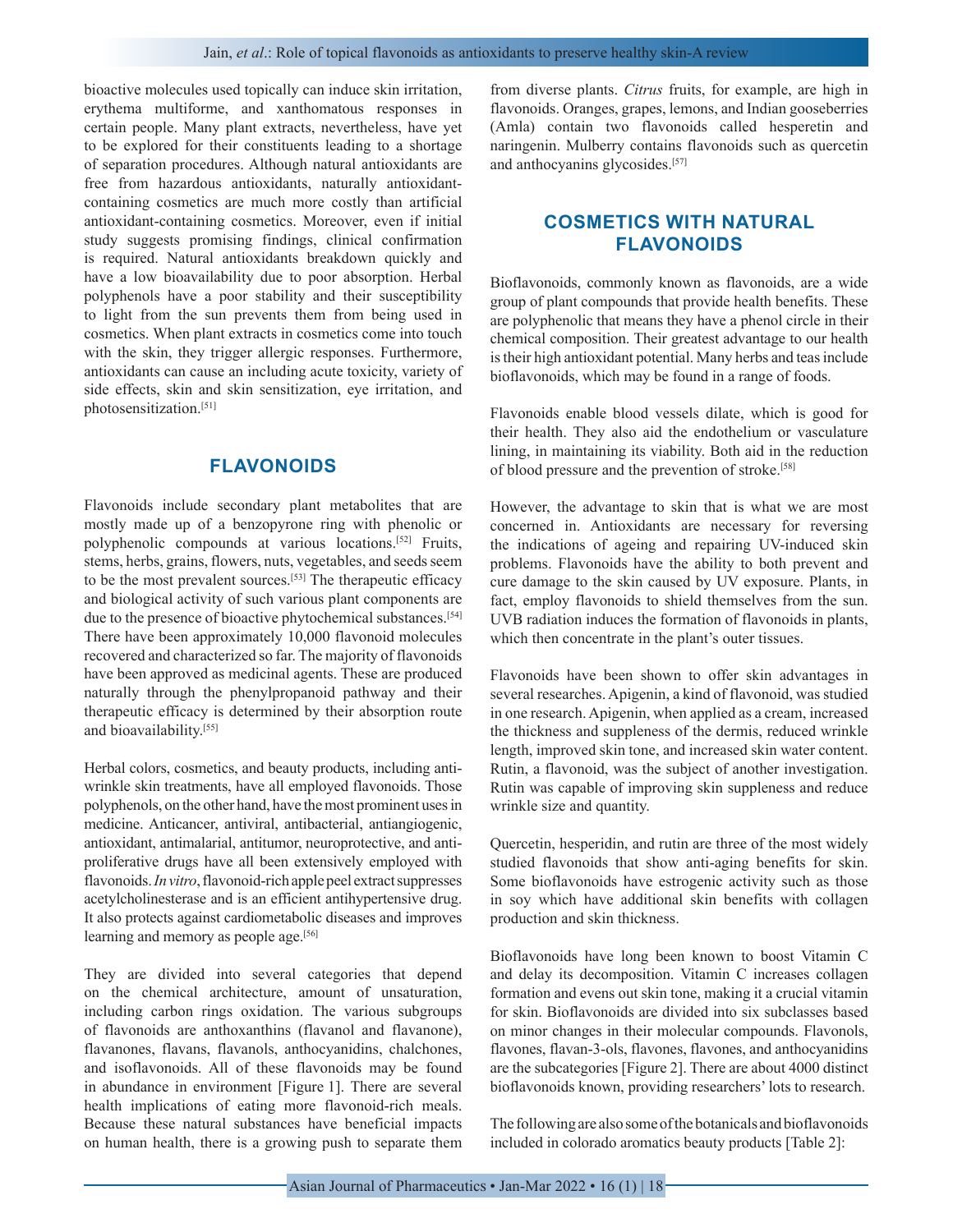bioactive molecules used topically can induce skin irritation, erythema multiforme, and xanthomatous responses in certain people. Many plant extracts, nevertheless, have yet to be explored for their constituents leading to a shortage of separation procedures. Although natural antioxidants are free from hazardous antioxidants, naturally antioxidant-containing cosmetics are much more costly than artificial antioxidant-containing cosmetics. Moreover, even if initial study suggests promising findings, clinical confirmation is required. Natural antioxidants breakdown quickly and have a low bioavailability due to poor absorption. Herbal polyphenols have a poor stability and their susceptibility to light from the sun prevents them from being used in cosmetics. When plant extracts in cosmetics come into touch with the skin, they trigger allergic responses. Furthermore, antioxidants can cause an including acute toxicity, variety of side effects, skin and skin sensitization, eye irritation, and photosensitization.[51]

## FLAVONOIDS

Flavonoids include secondary plant metabolites that are mostly made up of a benzopyrone ring with phenolic or polyphenolic compounds at various locations.[52] Fruits, stems, herbs, grains, flowers, nuts, vegetables, and seeds seem to be the most prevalent sources.[53] The therapeutic efficacy and biological activity of such various plant components are due to the presence of bioactive phytochemical substances.[54] There have been approximately 10,000 flavonoid molecules recovered and characterized so far. The majority of flavonoids have been approved as medicinal agents. These are produced naturally through the phenylpropanoid pathway and their therapeutic efficacy is determined by their absorption route and bioavailability.[55]

Herbal colors, cosmetics, and beauty products, including anti-wrinkle skin treatments, have all employed flavonoids. Those polyphenols, on the other hand, have the most prominent uses in medicine. Anticancer, antiviral, antibacterial, antiangiogenic, antioxidant, antimalarial, antitumor, neuroprotective, and anti-proliferative drugs have all been extensively employed with flavonoids. *In vitro*, flavonoid-rich apple peel extract suppresses acetylcholinesterase and is an efficient antihypertensive drug. It also protects against cardiometabolic diseases and improves learning and memory as people age.[56]

They are divided into several categories that depend on the chemical architecture, amount of unsaturation, including carbon rings oxidation. The various subgroups of flavonoids are anthoxanthins (flavanol and flavanone), flavanones, flavans, flavanols, anthocyanidins, chalchones, and isoflavonoids. All of these flavonoids may be found in abundance in environment [Figure 1]. There are several health implications of eating more flavonoid-rich meals. Because these natural substances have beneficial impacts on human health, there is a growing push to separate them from diverse plants. *Citrus* fruits, for example, are high in flavonoids. Oranges, grapes, lemons, and Indian gooseberries (Amla) contain two flavonoids called hesperetin and naringenin. Mulberry contains flavonoids such as quercetin and anthocyanins glycosides.[57]

## COSMETICS WITH NATURAL FLAVONOIDS

Bioflavonoids, commonly known as flavonoids, are a wide group of plant compounds that provide health benefits. These are polyphenolic that means they have a phenol circle in their chemical composition. Their greatest advantage to our health is their high antioxidant potential. Many herbs and teas include bioflavonoids, which may be found in a range of foods.

Flavonoids enable blood vessels dilate, which is good for their health. They also aid the endothelium or vasculature lining, in maintaining its viability. Both aid in the reduction of blood pressure and the prevention of stroke.[58]

However, the advantage to skin that is what we are most concerned in. Antioxidants are necessary for reversing the indications of ageing and repairing UV-induced skin problems. Flavonoids have the ability to both prevent and cure damage to the skin caused by UV exposure. Plants, in fact, employ flavonoids to shield themselves from the sun. UVB radiation induces the formation of flavonoids in plants, which then concentrate in the plant's outer tissues.

Flavonoids have been shown to offer skin advantages in several researches. Apigenin, a kind of flavonoid, was studied in one research. Apigenin, when applied as a cream, increased the thickness and suppleness of the dermis, reduced wrinkle length, improved skin tone, and increased skin water content. Rutin, a flavonoid, was the subject of another investigation. Rutin was capable of improving skin suppleness and reduce wrinkle size and quantity.

Quercetin, hesperidin, and rutin are three of the most widely studied flavonoids that show anti-aging benefits for skin. Some bioflavonoids have estrogenic activity such as those in soy which have additional skin benefits with collagen production and skin thickness.

Bioflavonoids have long been known to boost Vitamin C and delay its decomposition. Vitamin C increases collagen formation and evens out skin tone, making it a crucial vitamin for skin. Bioflavonoids are divided into six subclasses based on minor changes in their molecular compounds. Flavonols, flavones, flavan-3-ols, flavones, flavones, and anthocyanidins are the subcategories [Figure 2]. There are about 4000 distinct bioflavonoids known, providing researchers' lots to research.

The following are also some of the botanicals and bioflavonoids included in colorado aromatics beauty products [Table 2]: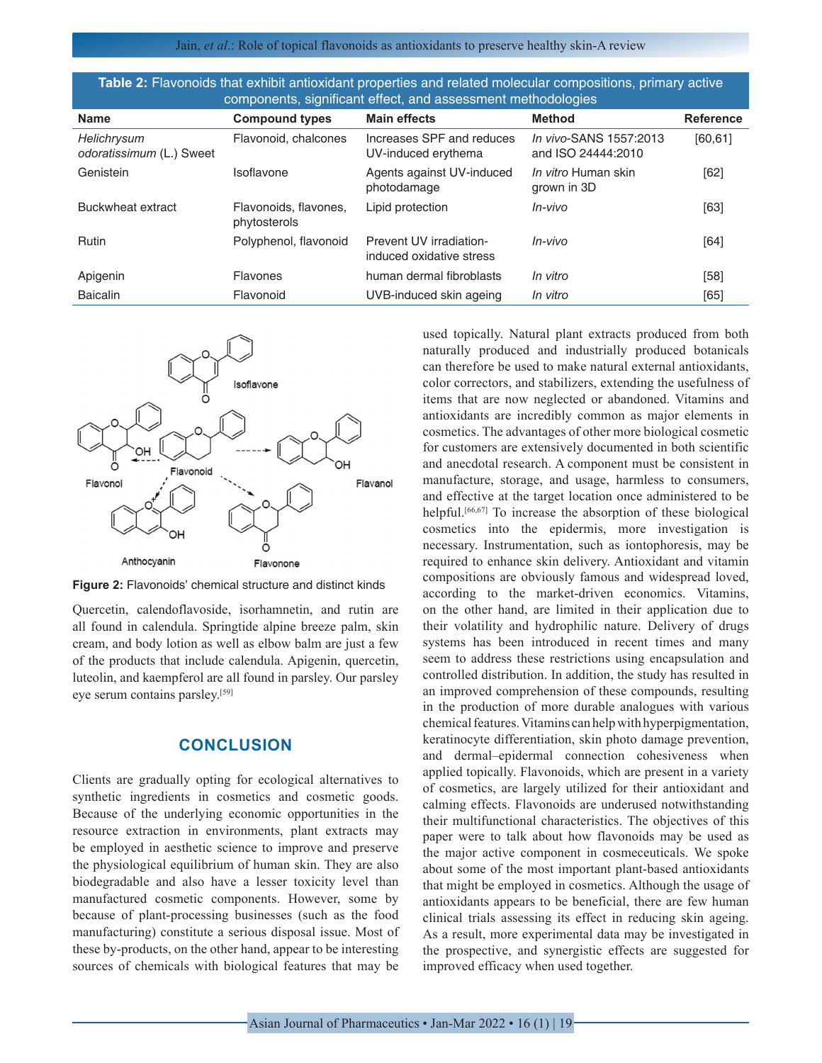**Table 2:** Flavonoids that exhibit antioxidant properties and related molecular compositions, primary active components, significant effect, and assessment methodologies

| Name | Compound types | Main effects | Method | Reference |
|---|---|---|---|---|
| *Helichrysum odoratissimum* (L.) Sweet | Flavonoid, chalcones | Increases SPF and reduces UV-induced erythema | *In vivo*-SANS 1557:2013 and ISO 24444:2010 | [60,61] |
| Genistein | Isoflavone | Agents against UV-induced photodamage | *In vitro* Human skin grown in 3D | [62] |
| Buckwheat extract | Flavonoids, flavones, phytosterols | Lipid protection | *In-vivo* | [63] |
| Rutin | Polyphenol, flavonoid | Prevent UV irradiation-induced oxidative stress | *In-vivo* | [64] |
| Apigenin | Flavones | human dermal fibroblasts | *In vitro* | [58] |
| Baicalin | Flavonoid | UVB-induced skin ageing | *In vitro* | [65] |

Figure 2: Flavonoids' chemical structure and distinct kinds

Quercetin, calendoflavoside, isorhamnetin, and rutin are all found in calendula. Springtide alpine breeze palm, skin cream, and body lotion as well as elbow balm are just a few of the products that include calendula. Apigenin, quercetin, luteolin, and kaempferol are all found in parsley. Our parsley eye serum contains parsley.[59]

## CONCLUSION

Clients are gradually opting for ecological alternatives to synthetic ingredients in cosmetics and cosmetic goods. Because of the underlying economic opportunities in the resource extraction in environments, plant extracts may be employed in aesthetic science to improve and preserve the physiological equilibrium of human skin. They are also biodegradable and also have a lesser toxicity level than manufactured cosmetic components. However, some by because of plant-processing businesses (such as the food manufacturing) constitute a serious disposal issue. Most of these by-products, on the other hand, appear to be interesting sources of chemicals with biological features that may be used topically. Natural plant extracts produced from both naturally produced and industrially produced botanicals can therefore be used to make natural external antioxidants, color correctors, and stabilizers, extending the usefulness of items that are now neglected or abandoned. Vitamins and antioxidants are incredibly common as major elements in cosmetics. The advantages of other more biological cosmetic for customers are extensively documented in both scientific and anecdotal research. A component must be consistent in manufacture, storage, and usage, harmless to consumers, and effective at the target location once administered to be helpful.[66,67] To increase the absorption of these biological cosmetics into the epidermis, more investigation is necessary. Instrumentation, such as iontophoresis, may be required to enhance skin delivery. Antioxidant and vitamin compositions are obviously famous and widespread loved, according to the market-driven economics. Vitamins, on the other hand, are limited in their application due to their volatility and hydrophilic nature. Delivery of drugs systems has been introduced in recent times and many seem to address these restrictions using encapsulation and controlled distribution. In addition, the study has resulted in an improved comprehension of these compounds, resulting in the production of more durable analogues with various chemical features. Vitamins can help with hyperpigmentation, keratinocyte differentiation, skin photo damage prevention, and dermal–epidermal connection cohesiveness when applied topically. Flavonoids, which are present in a variety of cosmetics, are largely utilized for their antioxidant and calming effects. Flavonoids are underused notwithstanding their multifunctional characteristics. The objectives of this paper were to talk about how flavonoids may be used as the major active component in cosmeceuticals. We spoke about some of the most important plant-based antioxidants that might be employed in cosmetics. Although the usage of antioxidants appears to be beneficial, there are few human clinical trials assessing its effect in reducing skin ageing. As a result, more experimental data may be investigated in the prospective, and synergistic effects are suggested for improved efficacy when used together.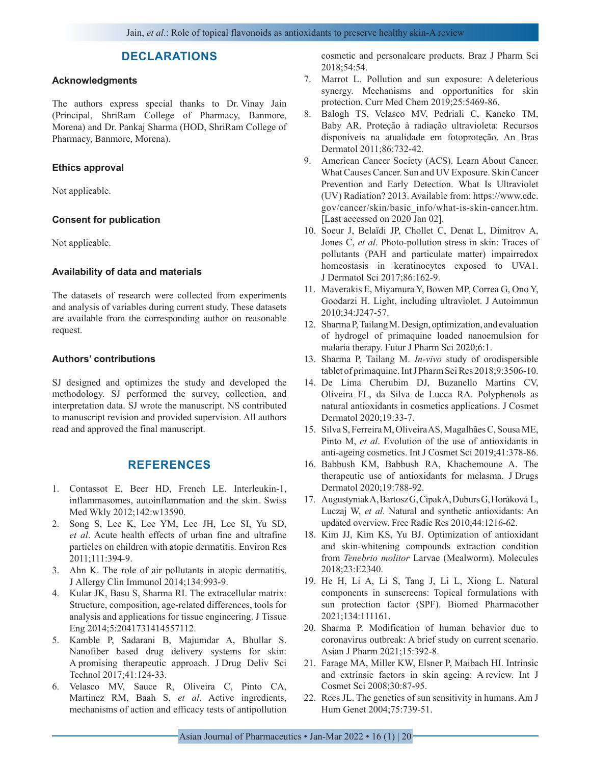## DECLARATIONS

### Acknowledgments

The authors express special thanks to Dr. Vinay Jain (Principal, ShriRam College of Pharmacy, Banmore, Morena) and Dr. Pankaj Sharma (HOD, ShriRam College of Pharmacy, Banmore, Morena).

### Ethics approval

Not applicable.

### Consent for publication

Not applicable.

### Availability of data and materials

The datasets of research were collected from experiments and analysis of variables during current study. These datasets are available from the corresponding author on reasonable request.

### Authors' contributions

SJ designed and optimizes the study and developed the methodology. SJ performed the survey, collection, and interpretation data. SJ wrote the manuscript. NS contributed to manuscript revision and provided supervision. All authors read and approved the final manuscript.

## REFERENCES

1. Contassot E, Beer HD, French LE. Interleukin-1, inflammasomes, autoinflammation and the skin. Swiss Med Wkly 2012;142:w13590.
2. Song S, Lee K, Lee YM, Lee JH, Lee SI, Yu SD, *et al*. Acute health effects of urban fine and ultrafine particles on children with atopic dermatitis. Environ Res 2011;111:394-9.
3. Ahn K. The role of air pollutants in atopic dermatitis. J Allergy Clin Immunol 2014;134:993-9.
4. Kular JK, Basu S, Sharma RI. The extracellular matrix: Structure, composition, age-related differences, tools for analysis and applications for tissue engineering. J Tissue Eng 2014;5:2041731414557112.
5. Kamble P, Sadarani B, Majumdar A, Bhullar S. Nanofiber based drug delivery systems for skin: A promising therapeutic approach. J Drug Deliv Sci Technol 2017;41:124-33.
6. Velasco MV, Sauce R, Oliveira C, Pinto CA, Martinez RM, Baah S, *et al*. Active ingredients, mechanisms of action and efficacy tests of antipollution cosmetic and personalcare products. Braz J Pharm Sci 2018;54:54.
7. Marrot L. Pollution and sun exposure: A deleterious synergy. Mechanisms and opportunities for skin protection. Curr Med Chem 2019;25:5469-86.
8. Balogh TS, Velasco MV, Pedriali C, Kaneko TM, Baby AR. Proteção à radiação ultravioleta: Recursos disponíveis na atualidade em fotoproteção. An Bras Dermatol 2011;86:732-42.
9. American Cancer Society (ACS). Learn About Cancer. What Causes Cancer. Sun and UV Exposure. Skin Cancer Prevention and Early Detection. What Is Ultraviolet (UV) Radiation? 2013. Available from: https://www.cdc.gov/cancer/skin/basic_info/what-is-skin-cancer.htm. [Last accessed on 2020 Jan 02].
10. Soeur J, Belaïdi JP, Chollet C, Denat L, Dimitrov A, Jones C, *et al*. Photo-pollution stress in skin: Traces of pollutants (PAH and particulate matter) impairredox homeostasis in keratinocytes exposed to UVA1. J Dermatol Sci 2017;86:162-9.
11. Maverakis E, Miyamura Y, Bowen MP, Correa G, Ono Y, Goodarzi H. Light, including ultraviolet. J Autoimmun 2010;34:J247-57.
12. Sharma P, Tailang M. Design, optimization, and evaluation of hydrogel of primaquine loaded nanoemulsion for malaria therapy. Futur J Pharm Sci 2020;6:1.
13. Sharma P, Tailang M. *In-vivo* study of orodispersible tablet of primaquine. Int J Pharm Sci Res 2018;9:3506-10.
14. De Lima Cherubim DJ, Buzanello Martins CV, Oliveira FL, da Silva de Lucca RA. Polyphenols as natural antioxidants in cosmetics applications. J Cosmet Dermatol 2020;19:33-7.
15. Silva S, Ferreira M, Oliveira AS, Magalhães C, Sousa ME, Pinto M, *et al*. Evolution of the use of antioxidants in anti-ageing cosmetics. Int J Cosmet Sci 2019;41:378-86.
16. Babbush KM, Babbush RA, Khachemoune A. The therapeutic use of antioxidants for melasma. J Drugs Dermatol 2020;19:788-92.
17. Augustyniak A, Bartosz G, Cipak A, Duburs G, Horáková L, Luczaj W, *et al*. Natural and synthetic antioxidants: An updated overview. Free Radic Res 2010;44:1216-62.
18. Kim JJ, Kim KS, Yu BJ. Optimization of antioxidant and skin-whitening compounds extraction condition from *Tenebrio molitor* Larvae (Mealworm). Molecules 2018;23:E2340.
19. He H, Li A, Li S, Tang J, Li L, Xiong L. Natural components in sunscreens: Topical formulations with sun protection factor (SPF). Biomed Pharmacother 2021;134:111161.
20. Sharma P. Modification of human behavior due to coronavirus outbreak: A brief study on current scenario. Asian J Pharm 2021;15:392-8.
21. Farage MA, Miller KW, Elsner P, Maibach HI. Intrinsic and extrinsic factors in skin ageing: A review. Int J Cosmet Sci 2008;30:87-95.
22. Rees JL. The genetics of sun sensitivity in humans. Am J Hum Genet 2004;75:739-51.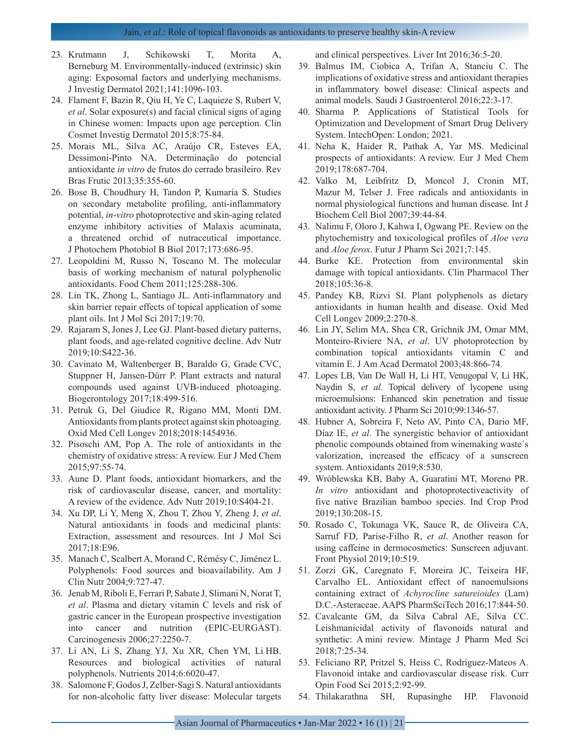23. Krutmann J, Schikowski T, Morita A, Berneburg M. Environmentally-induced (extrinsic) skin aging: Exposomal factors and underlying mechanisms. J Investig Dermatol 2021;141:1096-103.
24. Flament F, Bazin R, Qiu H, Ye C, Laquieze S, Rubert V, *et al*. Solar exposure(s) and facial clinical signs of aging in Chinese women: Impacts upon age perception. Clin Cosmet Investig Dermatol 2015;8:75-84.
25. Morais ML, Silva AC, Araújo CR, Esteves EA, Dessimoni-Pinto NA. Determinação do potencial antioxidante *in vitro* de frutos do cerrado brasileiro. Rev Bras Frutic 2013;35:355-60.
26. Bose B, Choudhury H, Tandon P, Kumaria S. Studies on secondary metabolite profiling, anti-inflammatory potential, *in-vitro* photoprotective and skin-aging related enzyme inhibitory activities of Malaxis acuminata, a threatened orchid of nutraceutical importance. J Photochem Photobiol B Biol 2017;173:686-95.
27. Leopoldini M, Russo N, Toscano M. The molecular basis of working mechanism of natural polyphenolic antioxidants. Food Chem 2011;125:288-306.
28. Lin TK, Zhong L, Santiago JL. Anti-inflammatory and skin barrier repair effects of topical application of some plant oils. Int J Mol Sci 2017;19:70.
29. Rajaram S, Jones J, Lee GJ. Plant-based dietary patterns, plant foods, and age-related cognitive decline. Adv Nutr 2019;10:S422-36.
30. Cavinato M, Waltenberger B, Baraldo G, Grade CVC, Stuppner H, Jansen-Dürr P. Plant extracts and natural compounds used against UVB-induced photoaging. Biogerontology 2017;18:499-516.
31. Petruk G, Del Giudice R, Rigano MM, Monti DM. Antioxidants from plants protect against skin photoaging. Oxid Med Cell Longev 2018;2018:1454936.
32. Pisoschi AM, Pop A. The role of antioxidants in the chemistry of oxidative stress: A review. Eur J Med Chem 2015;97:55-74.
33. Aune D. Plant foods, antioxidant biomarkers, and the risk of cardiovascular disease, cancer, and mortality: A review of the evidence. Adv Nutr 2019;10:S404-21.
34. Xu DP, Li Y, Meng X, Zhou T, Zhou Y, Zheng J, *et al*. Natural antioxidants in foods and medicinal plants: Extraction, assessment and resources. Int J Mol Sci 2017;18:E96.
35. Manach C, Scalbert A, Morand C, Rémésy C, Jiménez L. Polyphenols: Food sources and bioavailability. Am J Clin Nutr 2004;9:727-47.
36. Jenab M, Riboli E, Ferrari P, Sabate J, Slimani N, Norat T, *et al*. Plasma and dietary vitamin C levels and risk of gastric cancer in the European prospective investigation into cancer and nutrition (EPIC-EURGAST). Carcinogenesis 2006;27:2250-7.
37. Li AN, Li S, Zhang YJ, Xu XR, Chen YM, Li HB. Resources and biological activities of natural polyphenols. Nutrients 2014;6:6020-47.
38. Salomone F, Godos J, Zelber-Sagi S. Natural antioxidants for non-alcoholic fatty liver disease: Molecular targets and clinical perspectives. Liver Int 2016;36:5-20.
39. Balmus IM, Ciobica A, Trifan A, Stanciu C. The implications of oxidative stress and antioxidant therapies in inflammatory bowel disease: Clinical aspects and animal models. Saudi J Gastroenterol 2016;22:3-17.
40. Sharma P. Applications of Statistical Tools for Optimization and Development of Smart Drug Delivery System. IntechOpen: London; 2021.
41. Neha K, Haider R, Pathak A, Yar MS. Medicinal prospects of antioxidants: A review. Eur J Med Chem 2019;178:687-704.
42. Valko M, Leibfritz D, Moncol J, Cronin MT, Mazur M, Telser J. Free radicals and antioxidants in normal physiological functions and human disease. Int J Biochem Cell Biol 2007;39:44-84.
43. Nalimu F, Oloro J, Kahwa I, Ogwang PE. Review on the phytochemistry and toxicological profiles of *Aloe vera* and *Aloe ferox*. Futur J Pharm Sci 2021;7:145.
44. Burke KE. Protection from environmental skin damage with topical antioxidants. Clin Pharmacol Ther 2018;105:36-8.
45. Pandey KB, Rizvi SI. Plant polyphenols as dietary antioxidants in human health and disease. Oxid Med Cell Longev 2009;2:270-8.
46. Lin JY, Selim MA, Shea CR, Grichnik JM, Omar MM, Monteiro-Riviere NA, *et al*. UV photoprotection by combination topical antioxidants vitamin C and vitamin E. J Am Acad Dermatol 2003;48:866-74.
47. Lopes LB, Van De Wall H, Li HT, Venugopal V, Li HK, Naydin S, *et al*. Topical delivery of lycopene using microemulsions: Enhanced skin penetration and tissue antioxidant activity. J Pharm Sci 2010;99:1346-57.
48. Hubner A, Sobreira F, Neto AV, Pinto CA, Dario MF, Díaz IE, *et al*. The synergistic behavior of antioxidant phenolic compounds obtained from winemaking waste´s valorization, increased the efficacy of a sunscreen system. Antioxidants 2019;8:530.
49. Wróblewska KB, Baby A, Guaratini MT, Moreno PR. *In vitro* antioxidant and photoprotectiveactivity of five native Brazilian bamboo species. Ind Crop Prod 2019;130:208-15.
50. Rosado C, Tokunaga VK, Sauce R, de Oliveira CA, Sarruf FD, Parise-Filho R, *et al*. Another reason for using caffeine in dermocosmetics: Sunscreen adjuvant. Front Physiol 2019;10:519.
51. Zorzi GK, Caregnato F, Moreira JC, Teixeira HF, Carvalho EL. Antioxidant effect of nanoemulsions containing extract of *Achyrocline satureioides* (Lam) D.C.-Asteraceae. AAPS PharmSciTech 2016;17:844-50.
52. Cavalcante GM, da Silva Cabral AE, Silva CC. Leishmanicidal activity of flavonoids natural and synthetic: A mini review. Mintage J Pharm Med Sci 2018;7:25-34.
53. Feliciano RP, Pritzel S, Heiss C, Rodriguez-Mateos A. Flavonoid intake and cardiovascular disease risk. Curr Opin Food Sci 2015;2:92-99.
54. Thilakarathna SH, Rupasinghe HP. Flavonoid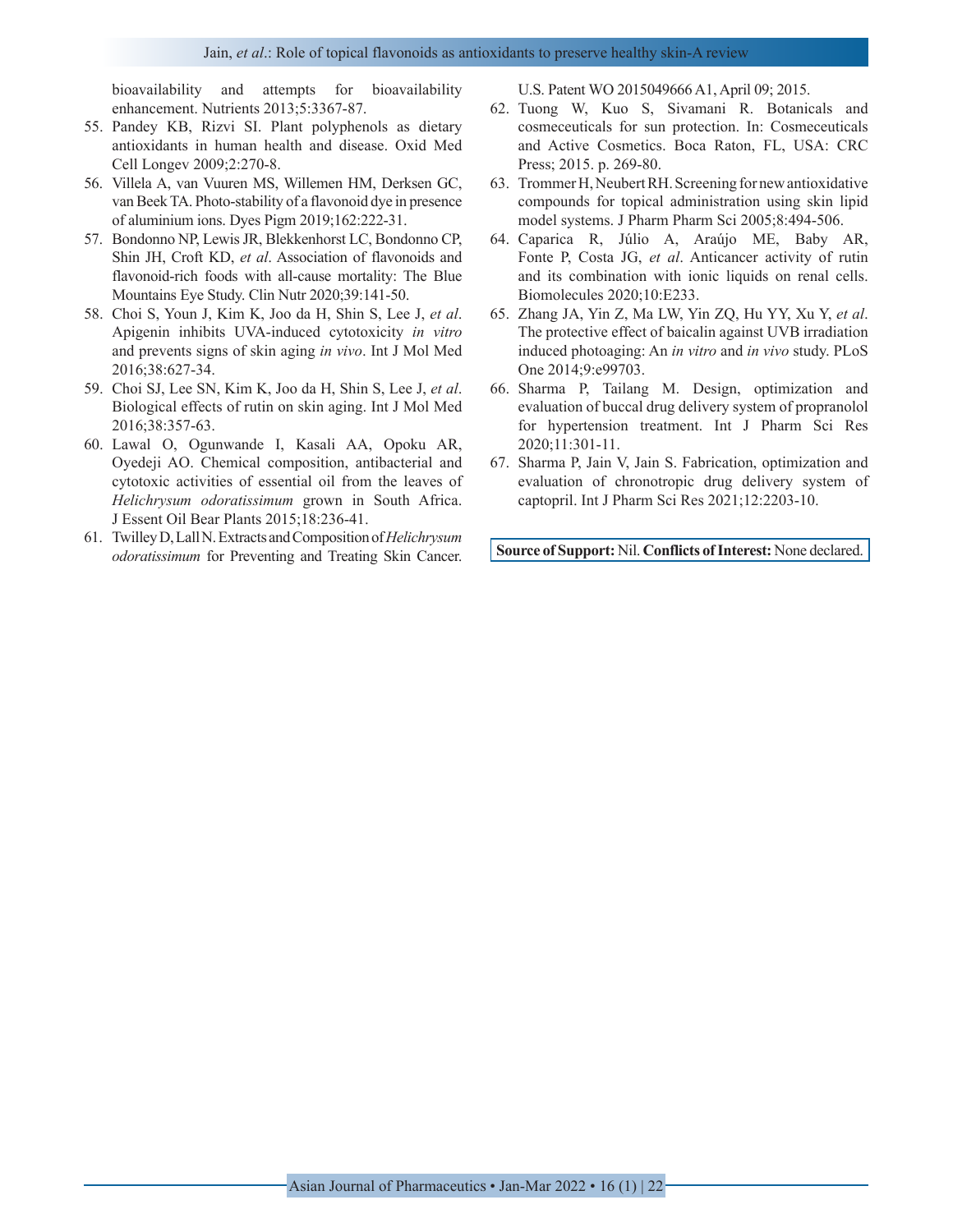bioavailability and attempts for bioavailability enhancement. Nutrients 2013;5:3367-87.

55. Pandey KB, Rizvi SI. Plant polyphenols as dietary antioxidants in human health and disease. Oxid Med Cell Longev 2009;2:270-8.
56. Villela A, van Vuuren MS, Willemen HM, Derksen GC, van Beek TA. Photo-stability of a flavonoid dye in presence of aluminium ions. Dyes Pigm 2019;162:222-31.
57. Bondonno NP, Lewis JR, Blekkenhorst LC, Bondonno CP, Shin JH, Croft KD, *et al*. Association of flavonoids and flavonoid-rich foods with all-cause mortality: The Blue Mountains Eye Study. Clin Nutr 2020;39:141-50.
58. Choi S, Youn J, Kim K, Joo da H, Shin S, Lee J, *et al*. Apigenin inhibits UVA-induced cytotoxicity *in vitro* and prevents signs of skin aging *in vivo*. Int J Mol Med 2016;38:627-34.
59. Choi SJ, Lee SN, Kim K, Joo da H, Shin S, Lee J, *et al*. Biological effects of rutin on skin aging. Int J Mol Med 2016;38:357-63.
60. Lawal O, Ogunwande I, Kasali AA, Opoku AR, Oyedeji AO. Chemical composition, antibacterial and cytotoxic activities of essential oil from the leaves of *Helichrysum odoratissimum* grown in South Africa. J Essent Oil Bear Plants 2015;18:236-41.
61. Twilley D, Lall N. Extracts and Composition of *Helichrysum odoratissimum* for Preventing and Treating Skin Cancer. U.S. Patent WO 2015049666 A1, April 09; 2015.
62. Tuong W, Kuo S, Sivamani R. Botanicals and cosmeceuticals for sun protection. In: Cosmeceuticals and Active Cosmetics. Boca Raton, FL, USA: CRC Press; 2015. p. 269-80.
63. Trommer H, Neubert RH. Screening for new antioxidative compounds for topical administration using skin lipid model systems. J Pharm Pharm Sci 2005;8:494-506.
64. Caparica R, Júlio A, Araújo ME, Baby AR, Fonte P, Costa JG, *et al*. Anticancer activity of rutin and its combination with ionic liquids on renal cells. Biomolecules 2020;10:E233.
65. Zhang JA, Yin Z, Ma LW, Yin ZQ, Hu YY, Xu Y, *et al*. The protective effect of baicalin against UVB irradiation induced photoaging: An *in vitro* and *in vivo* study. PLoS One 2014;9:e99703.
66. Sharma P, Tailang M. Design, optimization and evaluation of buccal drug delivery system of propranolol for hypertension treatment. Int J Pharm Sci Res 2020;11:301-11.
67. Sharma P, Jain V, Jain S. Fabrication, optimization and evaluation of chronotropic drug delivery system of captopril. Int J Pharm Sci Res 2021;12:2203-10.

**Source of Support:** Nil. **Conflicts of Interest:** None declared.